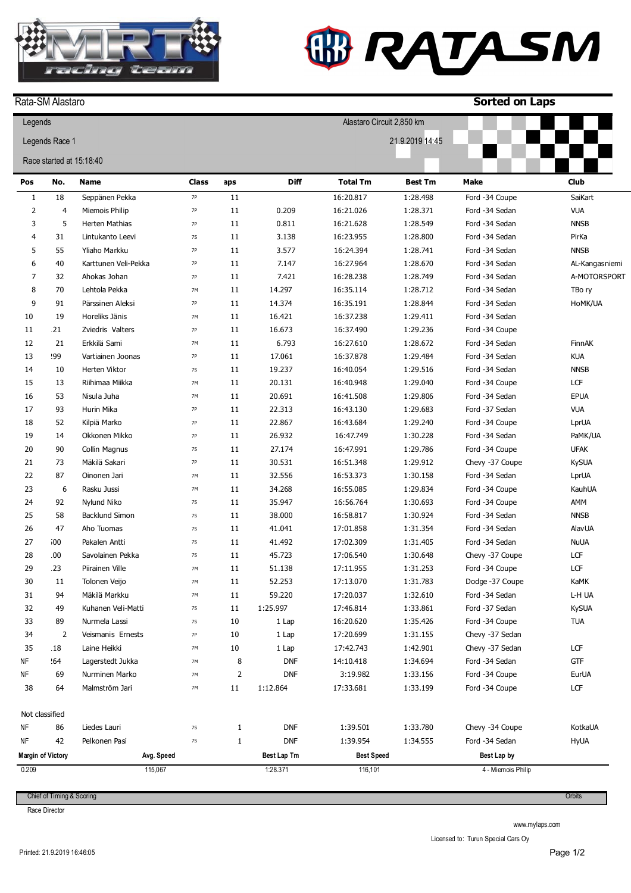Rata-SM Alastaro

**Sorted on Laps**

Legends

Legends Race 1

Race started at 15:18:40

Alastaro Circuit 2,850 km

21.9.2019 14:45

| Pos | No. | Name | Class | aps | Diff | Total Tm | Best Tm | Make | Club |
|---|---|---|---|---|---|---|---|---|---|
| 1 | 18 | Seppänen Pekka | 7P | 11 | | 16:20.817 | 1:28.498 | Ford -34 Coupe | SaiKart |
| 2 | 4 | Miemois Philip | 7P | 11 | 0.209 | 16:21.026 | 1:28.371 | Ford -34 Sedan | VUA |
| 3 | 5 | Herten Mathias | 7P | 11 | 0.811 | 16:21.628 | 1:28.549 | Ford -34 Sedan | NNSB |
| 4 | 31 | Lintukanto Leevi | 7S | 11 | 3.138 | 16:23.955 | 1:28.800 | Ford -34 Sedan | PirKa |
| 5 | 55 | Yliaho Markku | 7P | 11 | 3.577 | 16:24.394 | 1:28.741 | Ford -34 Sedan | NNSB |
| 6 | 40 | Karttunen Veli-Pekka | 7P | 11 | 7.147 | 16:27.964 | 1:28.670 | Ford -34 Sedan | AL-Kangasniemi |
| 7 | 32 | Ahokas Johan | 7P | 11 | 7.421 | 16:28.238 | 1:28.749 | Ford -34 Sedan | A-MOTORSPORT |
| 8 | 70 | Lehtola Pekka | 7M | 11 | 14.297 | 16:35.114 | 1:28.712 | Ford -34 Sedan | TBo ry |
| 9 | 91 | Pärssinen Aleksi | 7P | 11 | 14.374 | 16:35.191 | 1:28.844 | Ford -34 Sedan | HoMK/UA |
| 10 | 19 | Horeliks Jänis | 7M | 11 | 16.421 | 16:37.238 | 1:29.411 | Ford -34 Sedan | |
| 11 | .21 | Zviedris Valters | 7P | 11 | 16.673 | 16:37.490 | 1:29.236 | Ford -34 Coupe | |
| 12 | 21 | Erkkilä Sami | 7M | 11 | 6.793 | 16:27.610 | 1:28.672 | Ford -34 Sedan | FinnAK |
| 13 | !99 | Vartiainen Joonas | 7P | 11 | 17.061 | 16:37.878 | 1:29.484 | Ford -34 Sedan | KUA |
| 14 | 10 | Herten Viktor | 7S | 11 | 19.237 | 16:40.054 | 1:29.516 | Ford -34 Sedan | NNSB |
| 15 | 13 | Riihimaa Miikka | 7M | 11 | 20.131 | 16:40.948 | 1:29.040 | Ford -34 Coupe | LCF |
| 16 | 53 | Nisula Juha | 7M | 11 | 20.691 | 16:41.508 | 1:29.806 | Ford -34 Sedan | EPUA |
| 17 | 93 | Hurin Mika | 7P | 11 | 22.313 | 16:43.130 | 1:29.683 | Ford -37 Sedan | VUA |
| 18 | 52 | Kilpiä Marko | 7P | 11 | 22.867 | 16:43.684 | 1:29.240 | Ford -34 Coupe | LprUA |
| 19 | 14 | Okkonen Mikko | 7P | 11 | 26.932 | 16:47.749 | 1:30.228 | Ford -34 Sedan | PaMK/UA |
| 20 | 90 | Collin Magnus | 7S | 11 | 27.174 | 16:47.991 | 1:29.786 | Ford -34 Coupe | UFAK |
| 21 | 73 | Mäkilä Sakari | 7P | 11 | 30.531 | 16:51.348 | 1:29.912 | Chevy -37 Coupe | KySUA |
| 22 | 87 | Oinonen Jari | 7M | 11 | 32.556 | 16:53.373 | 1:30.158 | Ford -34 Sedan | LprUA |
| 23 | 6 | Rasku Jussi | 7M | 11 | 34.268 | 16:55.085 | 1:29.834 | Ford -34 Coupe | KauhUA |
| 24 | 92 | Nylund Niko | 7S | 11 | 35.947 | 16:56.764 | 1:30.693 | Ford -34 Coupe | AMM |
| 25 | 58 | Backlund Simon | 7S | 11 | 38.000 | 16:58.817 | 1:30.924 | Ford -34 Sedan | NNSB |
| 26 | 47 | Aho Tuomas | 7S | 11 | 41.041 | 17:01.858 | 1:31.354 | Ford -34 Sedan | AlavUA |
| 27 | ;00 | Pakalen Antti | 7S | 11 | 41.492 | 17:02.309 | 1:31.405 | Ford -34 Sedan | NuUA |
| 28 | .00 | Savolainen Pekka | 7S | 11 | 45.723 | 17:06.540 | 1:30.648 | Chevy -37 Coupe | LCF |
| 29 | .23 | Piirainen Ville | 7M | 11 | 51.138 | 17:11.955 | 1:31.253 | Ford -34 Coupe | LCF |
| 30 | 11 | Tolonen Veijo | 7M | 11 | 52.253 | 17:13.070 | 1:31.783 | Dodge -37 Coupe | KaMK |
| 31 | 94 | Mäkilä Markku | 7M | 11 | 59.220 | 17:20.037 | 1:32.610 | Ford -34 Sedan | L-H UA |
| 32 | 49 | Kuhanen Veli-Matti | 7S | 11 | 1:25.997 | 17:46.814 | 1:33.861 | Ford -37 Sedan | KySUA |
| 33 | 89 | Nurmela Lassi | 7S | 10 | 1 Lap | 16:20.620 | 1:35.426 | Ford -34 Coupe | TUA |
| 34 | 2 | Veismanis Ernests | 7P | 10 | 1 Lap | 17:20.699 | 1:31.155 | Chevy -37 Sedan | |
| 35 | .18 | Laine Heikki | 7M | 10 | 1 Lap | 17:42.743 | 1:42.901 | Chevy -37 Sedan | LCF |
| NF | !64 | Lagerstedt Jukka | 7M | 8 | DNF | 14:10.418 | 1:34.694 | Ford -34 Sedan | GTF |
| NF | 69 | Nurminen Marko | 7M | 2 | DNF | 3:19.982 | 1:33.156 | Ford -34 Coupe | EurUA |
| 38 | 64 | Malmström Jari | 7M | 11 | 1:12.864 | 17:33.681 | 1:33.199 | Ford -34 Coupe | LCF |
| Not classified | | | | | | | | | |
| NF | 86 | Liedes Lauri | 7S | 1 | DNF | 1:39.501 | 1:33.780 | Chevy -34 Coupe | KotkaUA |
| NF | 42 | Pelkonen Pasi | 7S | 1 | DNF | 1:39.954 | 1:34.555 | Ford -34 Sedan | HyUA |

| Margin of Victory | Avg. Speed | Best Lap Tm | Best Speed | Best Lap by |
|---|---|---|---|---|
| 0.209 | 115,067 | 1:28.371 | 116,101 | 4 - Miemois Philip |

Chief of Timing & Scoring

Orbits

Race Director

www.mylaps.com

Licensed to: Turun Special Cars Oy

Printed: 21.9.2019 16:46:05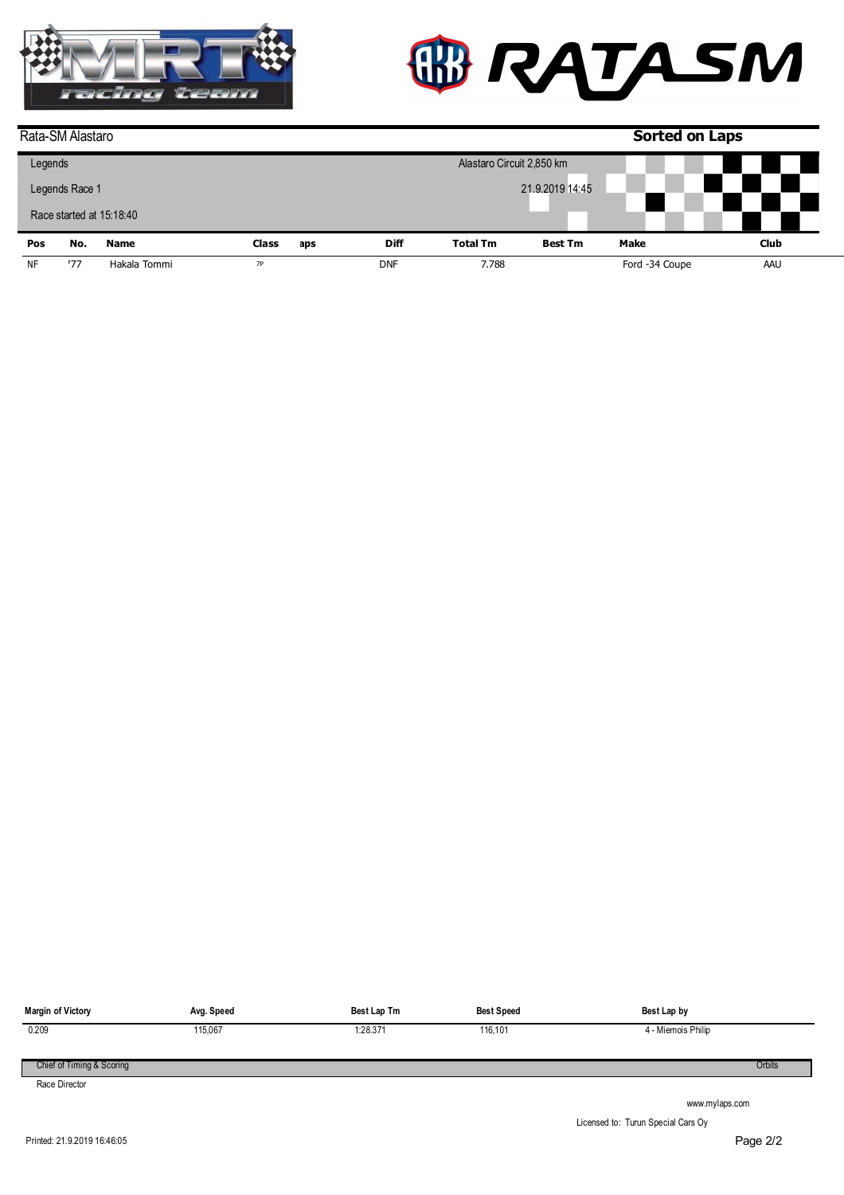Rata-SM Alastaro

**Sorted on Laps**

Legends

Legends Race 1

Race started at 15:18:40

Alastaro Circuit 2,850 km

21.9.2019 14:45

| Pos | No. | Name | Class | aps | Diff | Total Tm | Best Tm | Make | Club |
|---|---|---|---|---|---|---|---|---|---|
| NF | '77 | Hakala Tommi | 7P | | DNF | 7.788 | | Ford -34 Coupe | AAU |

| Margin of Victory | Avg. Speed | Best Lap Tm | Best Speed | Best Lap by |
|---|---|---|---|---|
| 0.209 | 115,067 | 1:28.371 | 116,101 | 4 - Miemois Philip |

Chief of Timing & Scoring

Orbits

Race Director

www.mylaps.com

Licensed to: Turun Special Cars Oy

Printed: 21.9.2019 16:46:05